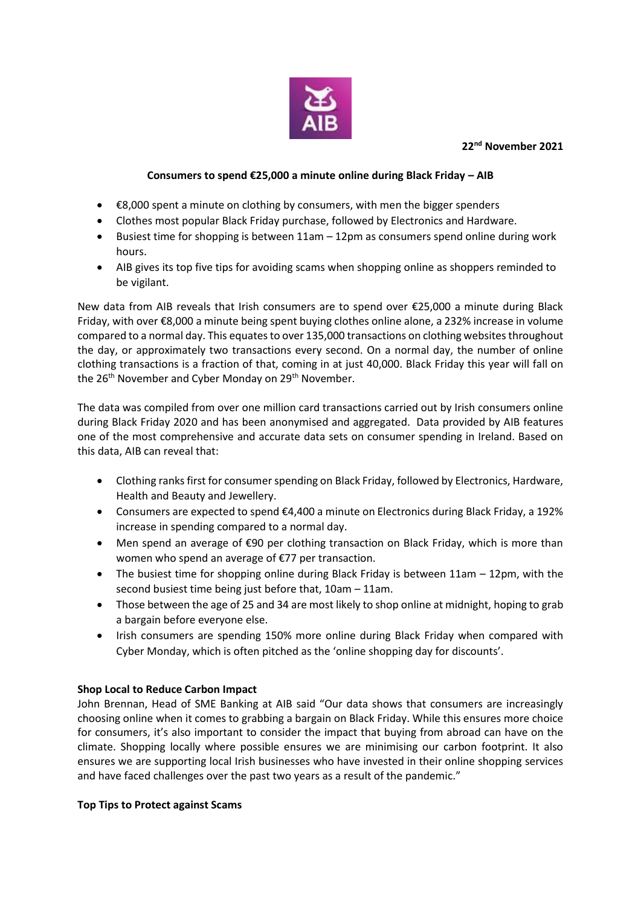**22nd November 2021**

# Consumers to spend €25,000 a minute online during Black Friday – AIB

- €8,000 spent a minute on clothing by consumers, with men the bigger spenders
- Clothes most popular Black Friday purchase, followed by Electronics and Hardware.
- Busiest time for shopping is between 11am – 12pm as consumers spend online during work hours.
- AIB gives its top five tips for avoiding scams when shopping online as shoppers reminded to be vigilant.

New data from AIB reveals that Irish consumers are to spend over €25,000 a minute during Black Friday, with over €8,000 a minute being spent buying clothes online alone, a 232% increase in volume compared to a normal day. This equates to over 135,000 transactions on clothing websites throughout the day, or approximately two transactions every second. On a normal day, the number of online clothing transactions is a fraction of that, coming in at just 40,000. Black Friday this year will fall on the 26th November and Cyber Monday on 29th November.

The data was compiled from over one million card transactions carried out by Irish consumers online during Black Friday 2020 and has been anonymised and aggregated. Data provided by AIB features one of the most comprehensive and accurate data sets on consumer spending in Ireland. Based on this data, AIB can reveal that:

- Clothing ranks first for consumer spending on Black Friday, followed by Electronics, Hardware, Health and Beauty and Jewellery.
- Consumers are expected to spend €4,400 a minute on Electronics during Black Friday, a 192% increase in spending compared to a normal day.
- Men spend an average of €90 per clothing transaction on Black Friday, which is more than women who spend an average of €77 per transaction.
- The busiest time for shopping online during Black Friday is between 11am – 12pm, with the second busiest time being just before that, 10am – 11am.
- Those between the age of 25 and 34 are most likely to shop online at midnight, hoping to grab a bargain before everyone else.
- Irish consumers are spending 150% more online during Black Friday when compared with Cyber Monday, which is often pitched as the 'online shopping day for discounts'.

## Shop Local to Reduce Carbon Impact

John Brennan, Head of SME Banking at AIB said "Our data shows that consumers are increasingly choosing online when it comes to grabbing a bargain on Black Friday. While this ensures more choice for consumers, it's also important to consider the impact that buying from abroad can have on the climate. Shopping locally where possible ensures we are minimising our carbon footprint. It also ensures we are supporting local Irish businesses who have invested in their online shopping services and have faced challenges over the past two years as a result of the pandemic."

## Top Tips to Protect against Scams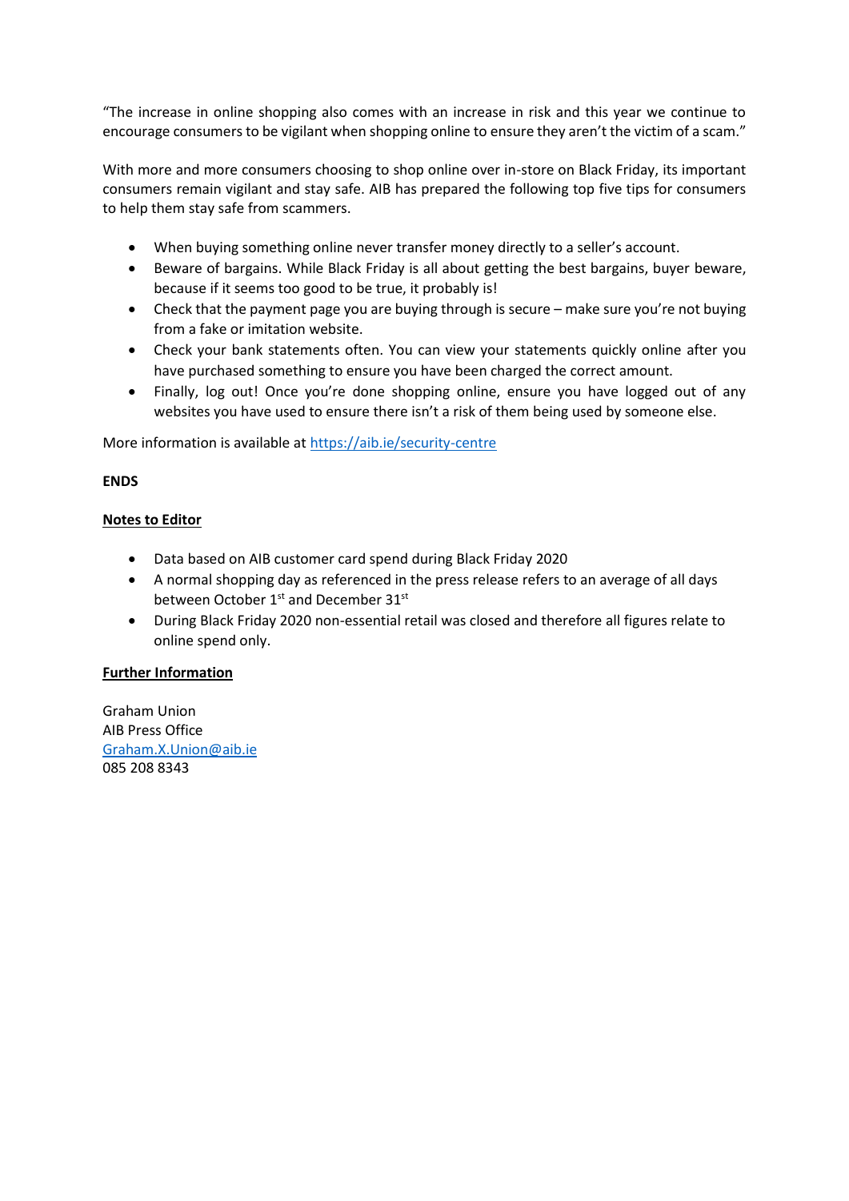"The increase in online shopping also comes with an increase in risk and this year we continue to encourage consumers to be vigilant when shopping online to ensure they aren't the victim of a scam."

With more and more consumers choosing to shop online over in-store on Black Friday, its important consumers remain vigilant and stay safe. AIB has prepared the following top five tips for consumers to help them stay safe from scammers.

- When buying something online never transfer money directly to a seller's account.
- Beware of bargains. While Black Friday is all about getting the best bargains, buyer beware, because if it seems too good to be true, it probably is!
- Check that the payment page you are buying through is secure – make sure you're not buying from a fake or imitation website.
- Check your bank statements often. You can view your statements quickly online after you have purchased something to ensure you have been charged the correct amount.
- Finally, log out! Once you're done shopping online, ensure you have logged out of any websites you have used to ensure there isn't a risk of them being used by someone else.

More information is available at https://aib.ie/security-centre

**ENDS**

**Notes to Editor**

- Data based on AIB customer card spend during Black Friday 2020
- A normal shopping day as referenced in the press release refers to an average of all days between October 1st and December 31st
- During Black Friday 2020 non-essential retail was closed and therefore all figures relate to online spend only.

**Further Information**

Graham Union
AIB Press Office
Graham.X.Union@aib.ie
085 208 8343